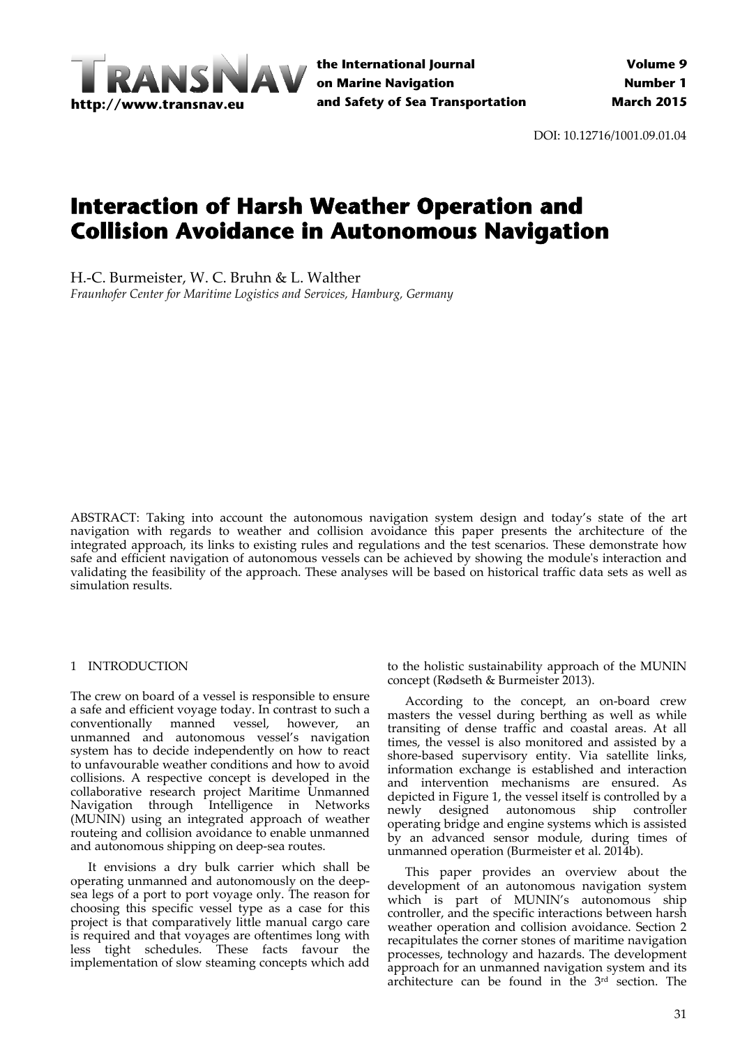DOI: 10.12716/1001.09.01.04

# Interaction of Harsh Weather Operation and Collision Avoidance in Autonomous Navigation

H.-C. Burmeister, W. C. Bruhn & L. Walther

*Fraunhofer Center for Maritime Logistics and Services, Hamburg, Germany*

ABSTRACT: Taking into account the autonomous navigation system design and today's state of the art navigation with regards to weather and collision avoidance this paper presents the architecture of the integrated approach, its links to existing rules and regulations and the test scenarios. These demonstrate how safe and efficient navigation of autonomous vessels can be achieved by showing the module's interaction and validating the feasibility of the approach. These analyses will be based on historical traffic data sets as well as simulation results.

## 1 INTRODUCTION

The crew on board of a vessel is responsible to ensure a safe and efficient voyage today. In contrast to such a conventionally manned vessel, however, an unmanned and autonomous vessel's navigation system has to decide independently on how to react to unfavourable weather conditions and how to avoid collisions. A respective concept is developed in the collaborative research project Maritime Unmanned Navigation through Intelligence in Networks (MUNIN) using an integrated approach of weather routeing and collision avoidance to enable unmanned and autonomous shipping on deep-sea routes.

It envisions a dry bulk carrier which shall be operating unmanned and autonomously on the deep-sea legs of a port to port voyage only. The reason for choosing this specific vessel type as a case for this project is that comparatively little manual cargo care is required and that voyages are oftentimes long with less tight schedules. These facts favour the implementation of slow steaming concepts which add to the holistic sustainability approach of the MUNIN concept (Rødseth & Burmeister 2013).

According to the concept, an on-board crew masters the vessel during berthing as well as while transiting of dense traffic and coastal areas. At all times, the vessel is also monitored and assisted by a shore-based supervisory entity. Via satellite links, information exchange is established and interaction and intervention mechanisms are ensured. As depicted in Figure 1, the vessel itself is controlled by a newly designed autonomous ship controller operating bridge and engine systems which is assisted by an advanced sensor module, during times of unmanned operation (Burmeister et al. 2014b).

This paper provides an overview about the development of an autonomous navigation system which is part of MUNIN's autonomous ship controller, and the specific interactions between harsh weather operation and collision avoidance. Section 2 recapitulates the corner stones of maritime navigation processes, technology and hazards. The development approach for an unmanned navigation system and its architecture can be found in the 3rd section. The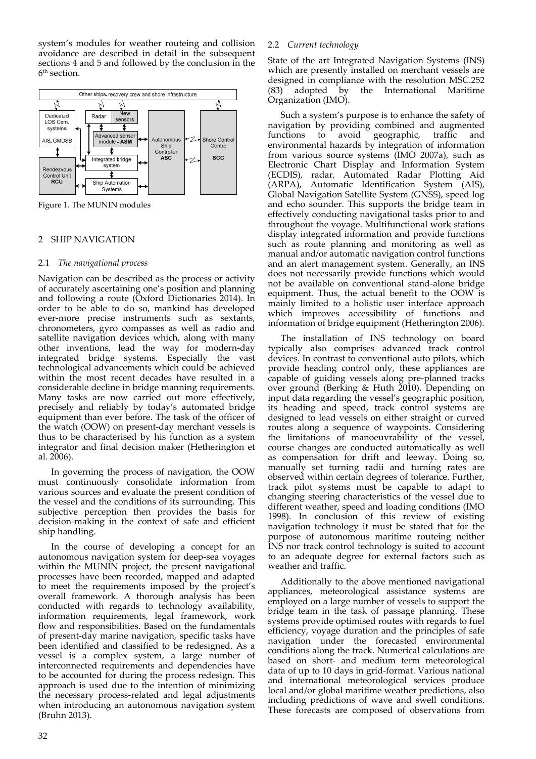system's modules for weather routeing and collision avoidance are described in detail in the subsequent sections 4 and 5 and followed by the conclusion in the 6th section.

Figure 1. The MUNIN modules

## 2 SHIP NAVIGATION

### 2.1 *The navigational process*

Navigation can be described as the process or activity of accurately ascertaining one's position and planning and following a route (Oxford Dictionaries 2014). In order to be able to do so, mankind has developed ever-more precise instruments such as sextants, chronometers, gyro compasses as well as radio and satellite navigation devices which, along with many other inventions, lead the way for modern-day integrated bridge systems. Especially the vast technological advancements which could be achieved within the most recent decades have resulted in a considerable decline in bridge manning requirements. Many tasks are now carried out more effectively, precisely and reliably by today's automated bridge equipment than ever before. The task of the officer of the watch (OOW) on present-day merchant vessels is thus to be characterised by his function as a system integrator and final decision maker (Hetherington et al. 2006).

In governing the process of navigation, the OOW must continuously consolidate information from various sources and evaluate the present condition of the vessel and the conditions of its surrounding. This subjective perception then provides the basis for decision-making in the context of safe and efficient ship handling.

In the course of developing a concept for an autonomous navigation system for deep-sea voyages within the MUNIN project, the present navigational processes have been recorded, mapped and adapted to meet the requirements imposed by the project's overall framework. A thorough analysis has been conducted with regards to technology availability, information requirements, legal framework, work flow and responsibilities. Based on the fundamentals of present-day marine navigation, specific tasks have been identified and classified to be redesigned. As a vessel is a complex system, a large number of interconnected requirements and dependencies have to be accounted for during the process redesign. This approach is used due to the intention of minimizing the necessary process-related and legal adjustments when introducing an autonomous navigation system (Bruhn 2013).

### 2.2 *Current technology*

State of the art Integrated Navigation Systems (INS) which are presently installed on merchant vessels are designed in compliance with the resolution MSC.252 (83) adopted by the International Maritime Organization (IMO).

Such a system's purpose is to enhance the safety of navigation by providing combined and augmented functions to avoid geographic, traffic and environmental hazards by integration of information from various source systems (IMO 2007a), such as Electronic Chart Display and Information System (ECDIS), radar, Automated Radar Plotting Aid (ARPA), Automatic Identification System (AIS), Global Navigation Satellite System (GNSS), speed log and echo sounder. This supports the bridge team in effectively conducting navigational tasks prior to and throughout the voyage. Multifunctional work stations display integrated information and provide functions such as route planning and monitoring as well as manual and/or automatic navigation control functions and an alert management system. Generally, an INS does not necessarily provide functions which would not be available on conventional stand-alone bridge equipment. Thus, the actual benefit to the OOW is mainly limited to a holistic user interface approach which improves accessibility of functions and information of bridge equipment (Hetherington 2006).

The installation of INS technology on board typically also comprises advanced track control devices. In contrast to conventional auto pilots, which provide heading control only, these appliances are capable of guiding vessels along pre-planned tracks over ground (Berking & Huth 2010). Depending on input data regarding the vessel's geographic position, its heading and speed, track control systems are designed to lead vessels on either straight or curved routes along a sequence of waypoints. Considering the limitations of manoeuvrability of the vessel, course changes are conducted automatically as well as compensation for drift and leeway. Doing so, manually set turning radii and turning rates are observed within certain degrees of tolerance. Further, track pilot systems must be capable to adapt to changing steering characteristics of the vessel due to different weather, speed and loading conditions (IMO 1998). In conclusion of this review of existing navigation technology it must be stated that for the purpose of autonomous maritime routeing neither INS nor track control technology is suited to account to an adequate degree for external factors such as weather and traffic.

Additionally to the above mentioned navigational appliances, meteorological assistance systems are employed on a large number of vessels to support the bridge team in the task of passage planning. These systems provide optimised routes with regards to fuel efficiency, voyage duration and the principles of safe navigation under the forecasted environmental conditions along the track. Numerical calculations are based on short- and medium term meteorological data of up to 10 days in grid-format. Various national and international meteorological services produce local and/or global maritime weather predictions, also including predictions of wave and swell conditions. These forecasts are composed of observations from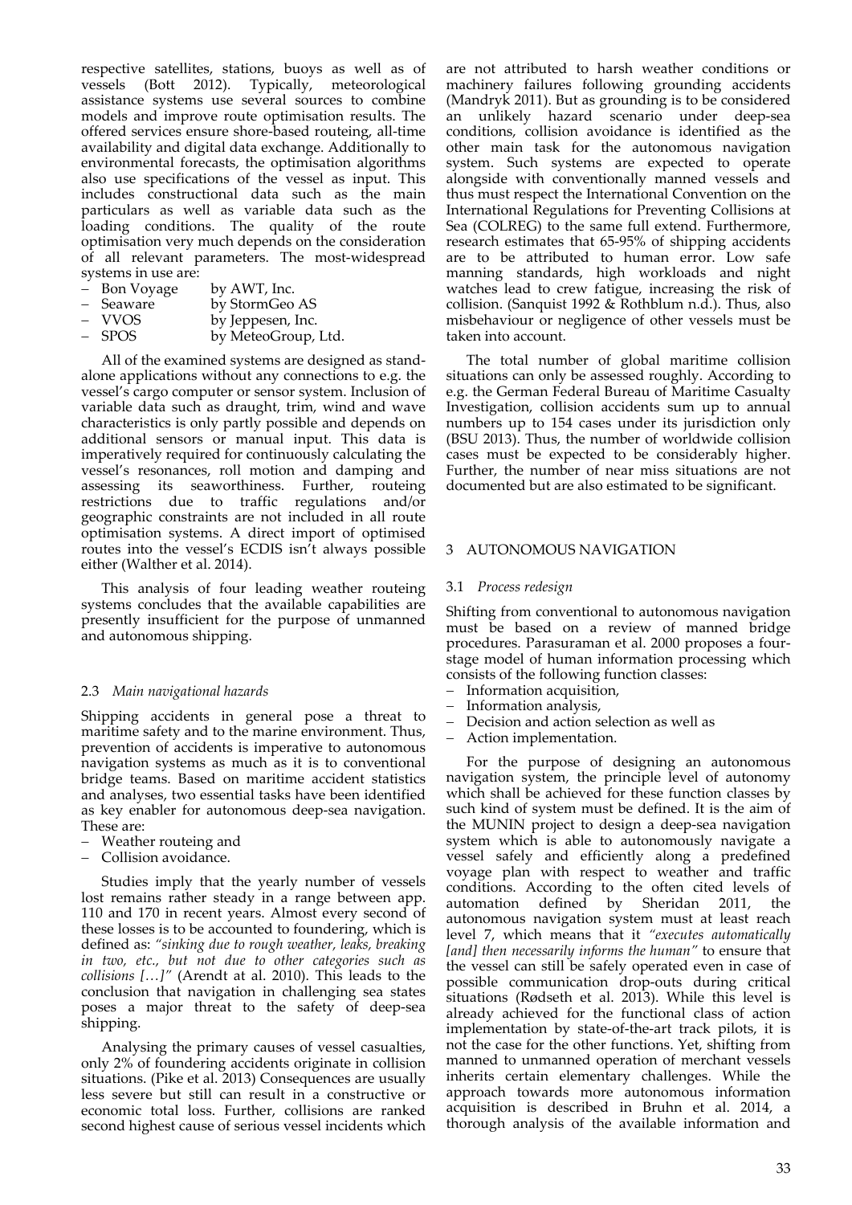respective satellites, stations, buoys as well as of vessels (Bott 2012). Typically, meteorological assistance systems use several sources to combine models and improve route optimisation results. The offered services ensure shore-based routeing, all-time availability and digital data exchange. Additionally to environmental forecasts, the optimisation algorithms also use specifications of the vessel as input. This includes constructional data such as the main particulars as well as variable data such as the loading conditions. The quality of the route optimisation very much depends on the consideration of all relevant parameters. The most-widespread systems in use are:

- Bon Voyage by AWT, Inc.
- Seaware by StormGeo AS
- VVOS by Jeppesen, Inc.
- SPOS by MeteoGroup, Ltd.

All of the examined systems are designed as stand-alone applications without any connections to e.g. the vessel's cargo computer or sensor system. Inclusion of variable data such as draught, trim, wind and wave characteristics is only partly possible and depends on additional sensors or manual input. This data is imperatively required for continuously calculating the vessel's resonances, roll motion and damping and assessing its seaworthiness. Further, routeing restrictions due to traffic regulations and/or geographic constraints are not included in all route optimisation systems. A direct import of optimised routes into the vessel's ECDIS isn't always possible either (Walther et al. 2014).

This analysis of four leading weather routeing systems concludes that the available capabilities are presently insufficient for the purpose of unmanned and autonomous shipping.

### 2.3 *Main navigational hazards*

Shipping accidents in general pose a threat to maritime safety and to the marine environment. Thus, prevention of accidents is imperative to autonomous navigation systems as much as it is to conventional bridge teams. Based on maritime accident statistics and analyses, two essential tasks have been identified as key enabler for autonomous deep-sea navigation. These are:

- Weather routeing and
- Collision avoidance.

Studies imply that the yearly number of vessels lost remains rather steady in a range between app. 110 and 170 in recent years. Almost every second of these losses is to be accounted to foundering, which is defined as: *"sinking due to rough weather, leaks, breaking in two, etc., but not due to other categories such as collisions […]"* (Arendt at al. 2010). This leads to the conclusion that navigation in challenging sea states poses a major threat to the safety of deep-sea shipping.

Analysing the primary causes of vessel casualties, only 2% of foundering accidents originate in collision situations. (Pike et al. 2013) Consequences are usually less severe but still can result in a constructive or economic total loss. Further, collisions are ranked second highest cause of serious vessel incidents which are not attributed to harsh weather conditions or machinery failures following grounding accidents (Mandryk 2011). But as grounding is to be considered an unlikely hazard scenario under deep-sea conditions, collision avoidance is identified as the other main task for the autonomous navigation system. Such systems are expected to operate alongside with conventionally manned vessels and thus must respect the International Convention on the International Regulations for Preventing Collisions at Sea (COLREG) to the same full extend. Furthermore, research estimates that 65-95% of shipping accidents are to be attributed to human error. Low safe manning standards, high workloads and night watches lead to crew fatigue, increasing the risk of collision. (Sanquist 1992 & Rothblum n.d.). Thus, also misbehaviour or negligence of other vessels must be taken into account.

The total number of global maritime collision situations can only be assessed roughly. According to e.g. the German Federal Bureau of Maritime Casualty Investigation, collision accidents sum up to annual numbers up to 154 cases under its jurisdiction only (BSU 2013). Thus, the number of worldwide collision cases must be expected to be considerably higher. Further, the number of near miss situations are not documented but are also estimated to be significant.

## 3 AUTONOMOUS NAVIGATION

### 3.1 *Process redesign*

Shifting from conventional to autonomous navigation must be based on a review of manned bridge procedures. Parasuraman et al. 2000 proposes a four-stage model of human information processing which consists of the following function classes:

- Information acquisition,
- Information analysis,
- Decision and action selection as well as
- Action implementation.

For the purpose of designing an autonomous navigation system, the principle level of autonomy which shall be achieved for these function classes by such kind of system must be defined. It is the aim of the MUNIN project to design a deep-sea navigation system which is able to autonomously navigate a vessel safely and efficiently along a predefined voyage plan with respect to weather and traffic conditions. According to the often cited levels of automation defined by Sheridan 2011, the autonomous navigation system must at least reach level 7, which means that it *"executes automatically [and] then necessarily informs the human"* to ensure that the vessel can still be safely operated even in case of possible communication drop-outs during critical situations (Rødseth et al. 2013). While this level is already achieved for the functional class of action implementation by state-of-the-art track pilots, it is not the case for the other functions. Yet, shifting from manned to unmanned operation of merchant vessels inherits certain elementary challenges. While the approach towards more autonomous information acquisition is described in Bruhn et al. 2014, a thorough analysis of the available information and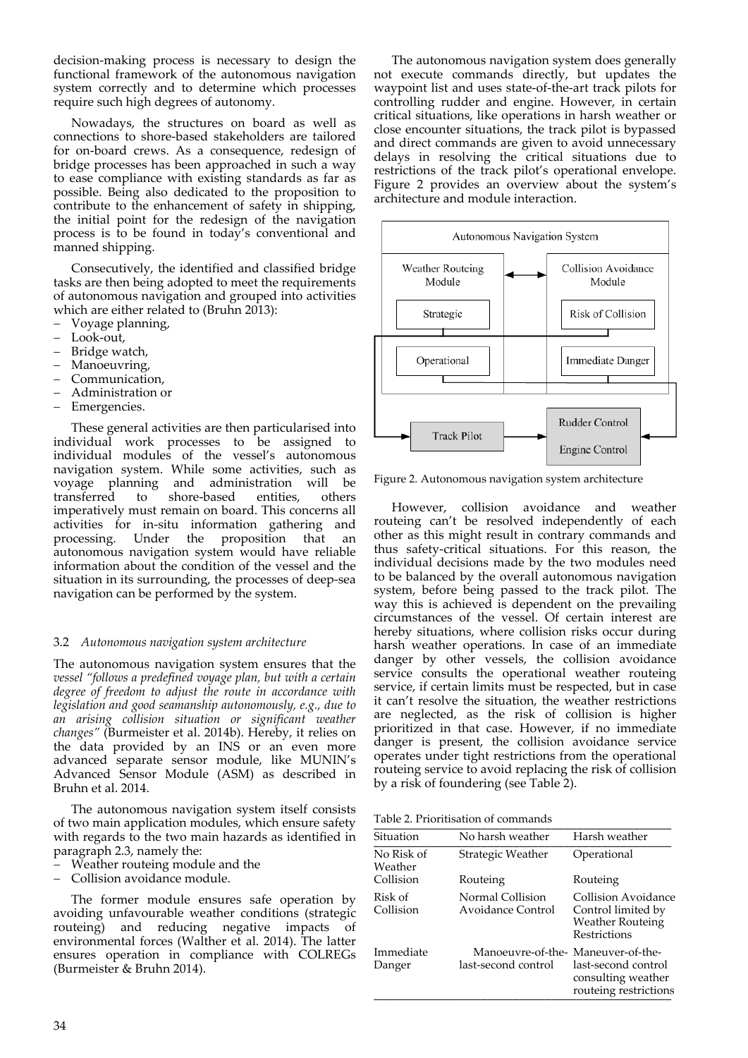decision-making process is necessary to design the functional framework of the autonomous navigation system correctly and to determine which processes require such high degrees of autonomy.

Nowadays, the structures on board as well as connections to shore-based stakeholders are tailored for on-board crews. As a consequence, redesign of bridge processes has been approached in such a way to ease compliance with existing standards as far as possible. Being also dedicated to the proposition to contribute to the enhancement of safety in shipping, the initial point for the redesign of the navigation process is to be found in today's conventional and manned shipping.

Consecutively, the identified and classified bridge tasks are then being adopted to meet the requirements of autonomous navigation and grouped into activities which are either related to (Bruhn 2013):

- Voyage planning,
- Look-out,
- Bridge watch,
- Manoeuvring,
- Communication,
- Administration or
- Emergencies.

These general activities are then particularised into individual work processes to be assigned to individual modules of the vessel's autonomous navigation system. While some activities, such as voyage planning and administration will be transferred to shore-based entities, others imperatively must remain on board. This concerns all activities for in-situ information gathering and processing. Under the proposition that an autonomous navigation system would have reliable information about the condition of the vessel and the situation in its surrounding, the processes of deep-sea navigation can be performed by the system.

### 3.2 *Autonomous navigation system architecture*

The autonomous navigation system ensures that the *vessel "follows a predefined voyage plan, but with a certain degree of freedom to adjust the route in accordance with legislation and good seamanship autonomously, e.g., due to an arising collision situation or significant weather changes"* (Burmeister et al. 2014b). Hereby, it relies on the data provided by an INS or an even more advanced separate sensor module, like MUNIN's Advanced Sensor Module (ASM) as described in Bruhn et al. 2014.

The autonomous navigation system itself consists of two main application modules, which ensure safety with regards to the two main hazards as identified in paragraph 2.3, namely the:

- Weather routeing module and the
- Collision avoidance module.

The former module ensures safe operation by avoiding unfavourable weather conditions (strategic routeing) and reducing negative impacts of environmental forces (Walther et al. 2014). The latter ensures operation in compliance with COLREGs (Burmeister & Bruhn 2014).

The autonomous navigation system does generally not execute commands directly, but updates the waypoint list and uses state-of-the-art track pilots for controlling rudder and engine. However, in certain critical situations, like operations in harsh weather or close encounter situations, the track pilot is bypassed and direct commands are given to avoid unnecessary delays in resolving the critical situations due to restrictions of the track pilot's operational envelope. Figure 2 provides an overview about the system's architecture and module interaction.

Figure 2. Autonomous navigation system architecture

However, collision avoidance and weather routeing can't be resolved independently of each other as this might result in contrary commands and thus safety-critical situations. For this reason, the individual decisions made by the two modules need to be balanced by the overall autonomous navigation system, before being passed to the track pilot. The way this is achieved is dependent on the prevailing circumstances of the vessel. Of certain interest are hereby situations, where collision risks occur during harsh weather operations. In case of an immediate danger by other vessels, the collision avoidance service consults the operational weather routeing service, if certain limits must be respected, but in case it can't resolve the situation, the weather restrictions are neglected, as the risk of collision is higher prioritized in that case. However, if no immediate danger is present, the collision avoidance service operates under tight restrictions from the operational routeing service to avoid replacing the risk of collision by a risk of foundering (see Table 2).

Table 2. Prioritisation of commands

| Situation | No harsh weather | Harsh weather |
|---|---|---|
| No Risk of Weather Collision | Strategic Weather Routeing | Operational Routeing |
| Risk of Collision | Normal Collision Avoidance Control | Collision Avoidance Control limited by Weather Routeing Restrictions |
| Immediate Danger | Manoeuvre-of-the-last-second control | Maneuver-of-the-last-second control consulting weather routeing restrictions |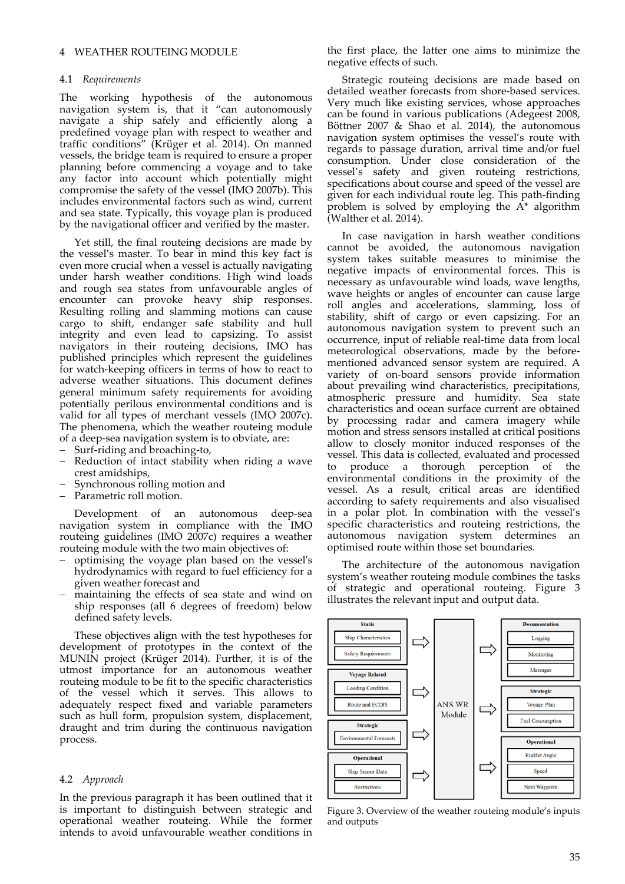## 4 WEATHER ROUTEING MODULE

### 4.1 *Requirements*

The working hypothesis of the autonomous navigation system is, that it "can autonomously navigate a ship safely and efficiently along a predefined voyage plan with respect to weather and traffic conditions" (Krüger et al. 2014). On manned vessels, the bridge team is required to ensure a proper planning before commencing a voyage and to take any factor into account which potentially might compromise the safety of the vessel (IMO 2007b). This includes environmental factors such as wind, current and sea state. Typically, this voyage plan is produced by the navigational officer and verified by the master.

Yet still, the final routeing decisions are made by the vessel's master. To bear in mind this key fact is even more crucial when a vessel is actually navigating under harsh weather conditions. High wind loads and rough sea states from unfavourable angles of encounter can provoke heavy ship responses. Resulting rolling and slamming motions can cause cargo to shift, endanger safe stability and hull integrity and even lead to capsizing. To assist navigators in their routeing decisions, IMO has published principles which represent the guidelines for watch-keeping officers in terms of how to react to adverse weather situations. This document defines general minimum safety requirements for avoiding potentially perilous environmental conditions and is valid for all types of merchant vessels (IMO 2007c). The phenomena, which the weather routeing module of a deep-sea navigation system is to obviate, are:

- Surf-riding and broaching-to,
- Reduction of intact stability when riding a wave crest amidships,
- Synchronous rolling motion and
- Parametric roll motion.

Development of an autonomous deep-sea navigation system in compliance with the IMO routeing guidelines (IMO 2007c) requires a weather routeing module with the two main objectives of:

- optimising the voyage plan based on the vessel's hydrodynamics with regard to fuel efficiency for a given weather forecast and
- maintaining the effects of sea state and wind on ship responses (all 6 degrees of freedom) below defined safety levels.

These objectives align with the test hypotheses for development of prototypes in the context of the MUNIN project (Krüger 2014). Further, it is of the utmost importance for an autonomous weather routeing module to be fit to the specific characteristics of the vessel which it serves. This allows to adequately respect fixed and variable parameters such as hull form, propulsion system, displacement, draught and trim during the continuous navigation process.

### 4.2 *Approach*

In the previous paragraph it has been outlined that it is important to distinguish between strategic and operational weather routeing. While the former intends to avoid unfavourable weather conditions in the first place, the latter one aims to minimize the negative effects of such.

Strategic routeing decisions are made based on detailed weather forecasts from shore-based services. Very much like existing services, whose approaches can be found in various publications (Adegeest 2008, Böttner 2007 & Shao et al. 2014), the autonomous navigation system optimises the vessel's route with regards to passage duration, arrival time and/or fuel consumption. Under close consideration of the vessel's safety and given routeing restrictions, specifications about course and speed of the vessel are given for each individual route leg. This path-finding problem is solved by employing the A* algorithm (Walther et al. 2014).

In case navigation in harsh weather conditions cannot be avoided, the autonomous navigation system takes suitable measures to minimise the negative impacts of environmental forces. This is necessary as unfavourable wind loads, wave lengths, wave heights or angles of encounter can cause large roll angles and accelerations, slamming, loss of stability, shift of cargo or even capsizing. For an autonomous navigation system to prevent such an occurrence, input of reliable real-time data from local meteorological observations, made by the before-mentioned advanced sensor system are required. A variety of on-board sensors provide information about prevailing wind characteristics, precipitations, atmospheric pressure and humidity. Sea state characteristics and ocean surface current are obtained by processing radar and camera imagery while motion and stress sensors installed at critical positions allow to closely monitor induced responses of the vessel. This data is collected, evaluated and processed to produce a thorough perception of the environmental conditions in the proximity of the vessel. As a result, critical areas are identified according to safety requirements and also visualised in a polar plot. In combination with the vessel's specific characteristics and routeing restrictions, the autonomous navigation system determines an optimised route within those set boundaries.

The architecture of the autonomous navigation system's weather routeing module combines the tasks of strategic and operational routeing. Figure 3 illustrates the relevant input and output data.

| Inputs | | Module | Outputs | |
|---|---|---|---|---|
| Static | Ship Characteristics; Safety Requirements | ANS WR Module | Documentation | Logging; Monitoring; Messages |
| Voyage Related | Loading Condition; Route and ECDIS | | Strategic | Voyage Plan; Fuel Consumption |
| Strategic | Environmental Forecasts | | Operational | Rudder Angle; Speed; Next Waypoint |
| Operational | Ship Sensor Data; Restrictions | | | |

Figure 3. Overview of the weather routeing module's inputs and outputs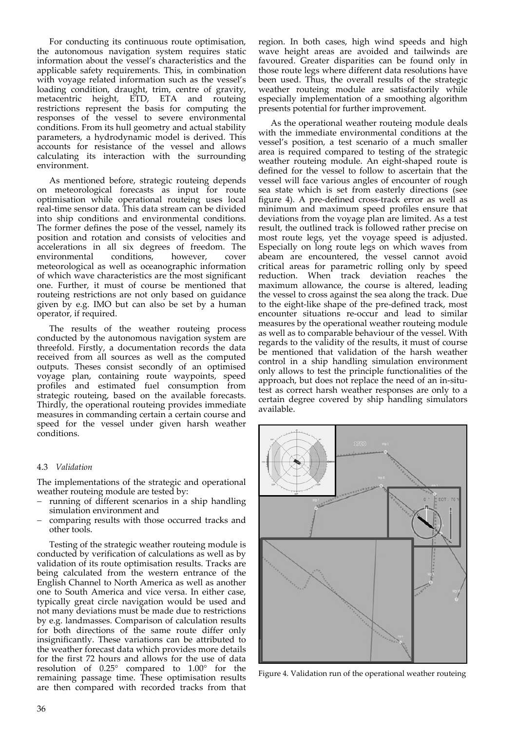For conducting its continuous route optimisation, the autonomous navigation system requires static information about the vessel's characteristics and the applicable safety requirements. This, in combination with voyage related information such as the vessel's loading condition, draught, trim, centre of gravity, metacentric height, ETD, ETA and routeing restrictions represent the basis for computing the responses of the vessel to severe environmental conditions. From its hull geometry and actual stability parameters, a hydrodynamic model is derived. This accounts for resistance of the vessel and allows calculating its interaction with the surrounding environment.

As mentioned before, strategic routeing depends on meteorological forecasts as input for route optimisation while operational routeing uses local real-time sensor data. This data stream can be divided into ship conditions and environmental conditions. The former defines the pose of the vessel, namely its position and rotation and consists of velocities and accelerations in all six degrees of freedom. The environmental conditions, however, cover meteorological as well as oceanographic information of which wave characteristics are the most significant one. Further, it must of course be mentioned that routeing restrictions are not only based on guidance given by e.g. IMO but can also be set by a human operator, if required.

The results of the weather routeing process conducted by the autonomous navigation system are threefold. Firstly, a documentation records the data received from all sources as well as the computed outputs. Theses consist secondly of an optimised voyage plan, containing route waypoints, speed profiles and estimated fuel consumption from strategic routeing, based on the available forecasts. Thirdly, the operational routeing provides immediate measures in commanding certain a certain course and speed for the vessel under given harsh weather conditions.

### 4.3 *Validation*

The implementations of the strategic and operational weather routeing module are tested by:

- running of different scenarios in a ship handling simulation environment and
- comparing results with those occurred tracks and other tools.

Testing of the strategic weather routeing module is conducted by verification of calculations as well as by validation of its route optimisation results. Tracks are being calculated from the western entrance of the English Channel to North America as well as another one to South America and vice versa. In either case, typically great circle navigation would be used and not many deviations must be made due to restrictions by e.g. landmasses. Comparison of calculation results for both directions of the same route differ only insignificantly. These variations can be attributed to the weather forecast data which provides more details for the first 72 hours and allows for the use of data resolution of 0.25° compared to 1.00° for the remaining passage time. These optimisation results are then compared with recorded tracks from that region. In both cases, high wind speeds and high wave height areas are avoided and tailwinds are favoured. Greater disparities can be found only in those route legs where different data resolutions have been used. Thus, the overall results of the strategic weather routeing module are satisfactorily while especially implementation of a smoothing algorithm presents potential for further improvement.

As the operational weather routeing module deals with the immediate environmental conditions at the vessel's position, a test scenario of a much smaller area is required compared to testing of the strategic weather routeing module. An eight-shaped route is defined for the vessel to follow to ascertain that the vessel will face various angles of encounter of rough sea state which is set from easterly directions (see figure 4). A pre-defined cross-track error as well as minimum and maximum speed profiles ensure that deviations from the voyage plan are limited. As a test result, the outlined track is followed rather precise on most route legs, yet the voyage speed is adjusted. Especially on long route legs on which waves from abeam are encountered, the vessel cannot avoid critical areas for parametric rolling only by speed reduction. When track deviation reaches the maximum allowance, the course is altered, leading the vessel to cross against the sea along the track. Due to the eight-like shape of the pre-defined track, most encounter situations re-occur and lead to similar measures by the operational weather routeing module as well as to comparable behaviour of the vessel. With regards to the validity of the results, it must of course be mentioned that validation of the harsh weather control in a ship handling simulation environment only allows to test the principle functionalities of the approach, but does not replace the need of an in-situ-test as correct harsh weather responses are only to a certain degree covered by ship handling simulators available.

Figure 4. Validation run of the operational weather routeing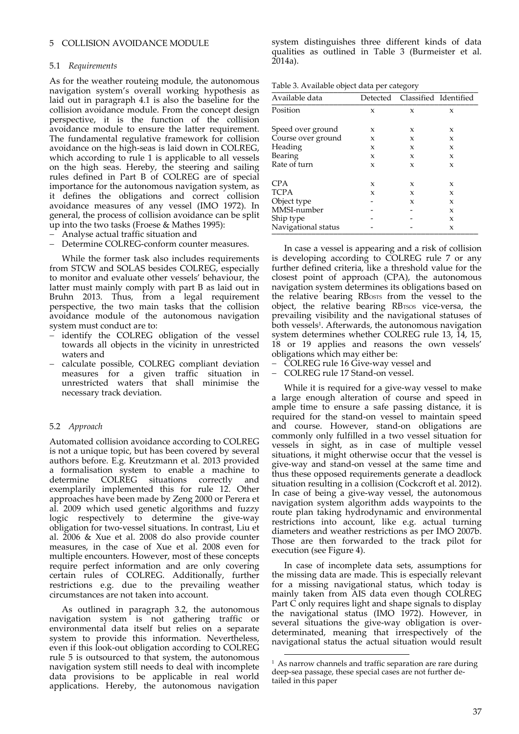## 5 COLLISION AVOIDANCE MODULE

### 5.1 *Requirements*

As for the weather routeing module, the autonomous navigation system's overall working hypothesis as laid out in paragraph 4.1 is also the baseline for the collision avoidance module. From the concept design perspective, it is the function of the collision avoidance module to ensure the latter requirement. The fundamental regulative framework for collision avoidance on the high-seas is laid down in COLREG, which according to rule 1 is applicable to all vessels on the high seas. Hereby, the steering and sailing rules defined in Part B of COLREG are of special importance for the autonomous navigation system, as it defines the obligations and correct collision avoidance measures of any vessel (IMO 1972). In general, the process of collision avoidance can be split up into the two tasks (Froese & Mathes 1995):

- Analyse actual traffic situation and
- Determine COLREG-conform counter measures.

While the former task also includes requirements from STCW and SOLAS besides COLREG, especially to monitor and evaluate other vessels' behaviour, the latter must mainly comply with part B as laid out in Bruhn 2013. Thus, from a legal requirement perspective, the two main tasks that the collision avoidance module of the autonomous navigation system must conduct are to:

- identify the COLREG obligation of the vessel towards all objects in the vicinity in unrestricted waters and
- calculate possible, COLREG compliant deviation measures for a given traffic situation in unrestricted waters that shall minimise the necessary track deviation.

### 5.2 *Approach*

Automated collision avoidance according to COLREG is not a unique topic, but has been covered by several authors before. E.g. Kreutzmann et al. 2013 provided a formalisation system to enable a machine to determine COLREG situations correctly and exemplarily implemented this for rule 12. Other approaches have been made by Zeng 2000 or Perera et al. 2009 which used genetic algorithms and fuzzy logic respectively to determine the give-way obligation for two-vessel situations. In contrast, Liu et al. 2006 & Xue et al. 2008 do also provide counter measures, in the case of Xue et al. 2008 even for multiple encounters. However, most of these concepts require perfect information and are only covering certain rules of COLREG. Additionally, further restrictions e.g. due to the prevailing weather circumstances are not taken into account.

As outlined in paragraph 3.2, the autonomous navigation system is not gathering traffic or environmental data itself but relies on a separate system to provide this information. Nevertheless, even if this look-out obligation according to COLREG rule 5 is outsourced to that system, the autonomous navigation system still needs to deal with incomplete data provisions to be applicable in real world applications. Hereby, the autonomous navigation system distinguishes three different kinds of data qualities as outlined in Table 3 (Burmeister et al. 2014a).

Table 3. Available object data per category

| Available data | Detected | Classified | Identified |
|---|---|---|---|
| Position | x | x | x |
| Speed over ground | x | x | x |
| Course over ground | x | x | x |
| Heading | x | x | x |
| Bearing | x | x | x |
| Rate of turn | x | x | x |
| CPA | x | x | x |
| TCPA | x | x | x |
| Object type | - | x | x |
| MMSI-number | - | - | x |
| Ship type | - | - | x |
| Navigational status | - | - | x |

In case a vessel is appearing and a risk of collision is developing according to COLREG rule 7 or any further defined criteria, like a threshold value for the closest point of approach (CPA), the autonomous navigation system determines its obligations based on the relative bearing $RB_{OSTS}$ from the vessel to the object, the relative bearing $RB_{TSOS}$ vice-versa, the prevailing visibility and the navigational statuses of both vessels[1]. Afterwards, the autonomous navigation system determines whether COLREG rule 13, 14, 15, 18 or 19 applies and reasons the own vessels' obligations which may either be:

- COLREG rule 16 Give-way vessel and
- COLREG rule 17 Stand-on vessel.

While it is required for a give-way vessel to make a large enough alteration of course and speed in ample time to ensure a safe passing distance, it is required for the stand-on vessel to maintain speed and course. However, stand-on obligations are commonly only fulfilled in a two vessel situation for vessels in sight, as in case of multiple vessel situations, it might otherwise occur that the vessel is give-way and stand-on vessel at the same time and thus these opposed requirements generate a deadlock situation resulting in a collision (Cockcroft et al. 2012). In case of being a give-way vessel, the autonomous navigation system algorithm adds waypoints to the route plan taking hydrodynamic and environmental restrictions into account, like e.g. actual turning diameters and weather restrictions as per IMO 2007b. Those are then forwarded to the track pilot for execution (see Figure 4).

In case of incomplete data sets, assumptions for the missing data are made. This is especially relevant for a missing navigational status, which today is mainly taken from AIS data even though COLREG Part C only requires light and shape signals to display the navigational status (IMO 1972). However, in several situations the give-way obligation is over-determinated, meaning that irrespectively of the navigational status the actual situation would result

[1] As narrow channels and traffic separation are rare during deep-sea passage, these special cases are not further detailed in this paper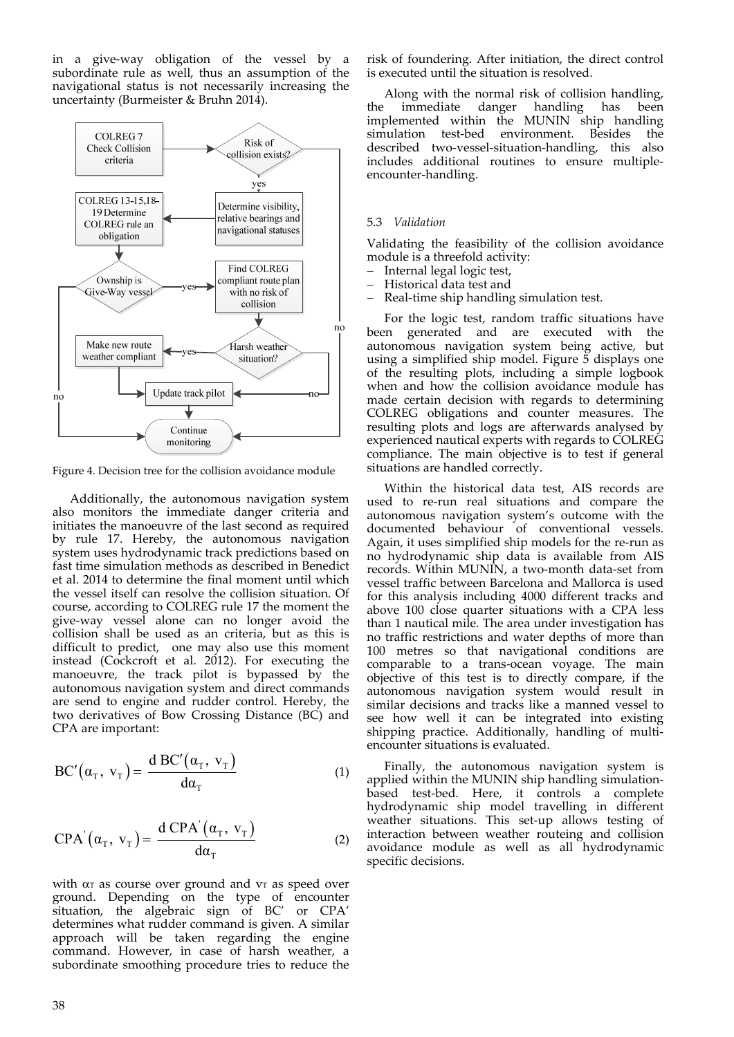in a give-way obligation of the vessel by a subordinate rule as well, thus an assumption of the navigational status is not necessarily increasing the uncertainty (Burmeister & Bruhn 2014).

Figure 4. Decision tree for the collision avoidance module

Additionally, the autonomous navigation system also monitors the immediate danger criteria and initiates the manoeuvre of the last second as required by rule 17. Hereby, the autonomous navigation system uses hydrodynamic track predictions based on fast time simulation methods as described in Benedict et al. 2014 to determine the final moment until which the vessel itself can resolve the collision situation. Of course, according to COLREG rule 17 the moment the give-way vessel alone can no longer avoid the collision shall be used as an criteria, but as this is difficult to predict, one may also use this moment instead (Cockcroft et al. 2012). For executing the manoeuvre, the track pilot is bypassed by the autonomous navigation system and direct commands are send to engine and rudder control. Hereby, the two derivatives of Bow Crossing Distance (BC) and CPA are important:

$$\mathrm{BC}'(\alpha_T,\ v_T) = \frac{d\,\mathrm{BC}'(\alpha_T,\ v_T)}{d\alpha_T} \tag{1}$$

$$\mathrm{CPA}'(\alpha_T,\ v_T) = \frac{d\,\mathrm{CPA}'(\alpha_T,\ v_T)}{d\alpha_T} \tag{2}$$

with $\alpha_T$ as course over ground and $v_T$ as speed over ground. Depending on the type of encounter situation, the algebraic sign of BC' or CPA' determines what rudder command is given. A similar approach will be taken regarding the engine command. However, in case of harsh weather, a subordinate smoothing procedure tries to reduce the risk of foundering. After initiation, the direct control is executed until the situation is resolved.

Along with the normal risk of collision handling, the immediate danger handling has been implemented within the MUNIN ship handling simulation test-bed environment. Besides the described two-vessel-situation-handling, this also includes additional routines to ensure multiple-encounter-handling.

### 5.3 *Validation*

Validating the feasibility of the collision avoidance module is a threefold activity:

- Internal legal logic test,
- Historical data test and
- Real-time ship handling simulation test.

For the logic test, random traffic situations have been generated and are executed with the autonomous navigation system being active, but using a simplified ship model. Figure 5 displays one of the resulting plots, including a simple logbook when and how the collision avoidance module has made certain decision with regards to determining COLREG obligations and counter measures. The resulting plots and logs are afterwards analysed by experienced nautical experts with regards to COLREG compliance. The main objective is to test if general situations are handled correctly.

Within the historical data test, AIS records are used to re-run real situations and compare the autonomous navigation system's outcome with the documented behaviour of conventional vessels. Again, it uses simplified ship models for the re-run as no hydrodynamic ship data is available from AIS records. Within MUNIN, a two-month data-set from vessel traffic between Barcelona and Mallorca is used for this analysis including 4000 different tracks and above 100 close quarter situations with a CPA less than 1 nautical mile. The area under investigation has no traffic restrictions and water depths of more than 100 metres so that navigational conditions are comparable to a trans-ocean voyage. The main objective of this test is to directly compare, if the autonomous navigation system would result in similar decisions and tracks like a manned vessel to see how well it can be integrated into existing shipping practice. Additionally, handling of multi-encounter situations is evaluated.

Finally, the autonomous navigation system is applied within the MUNIN ship handling simulation-based test-bed. Here, it controls a complete hydrodynamic ship model travelling in different weather situations. This set-up allows testing of interaction between weather routeing and collision avoidance module as well as all hydrodynamic specific decisions.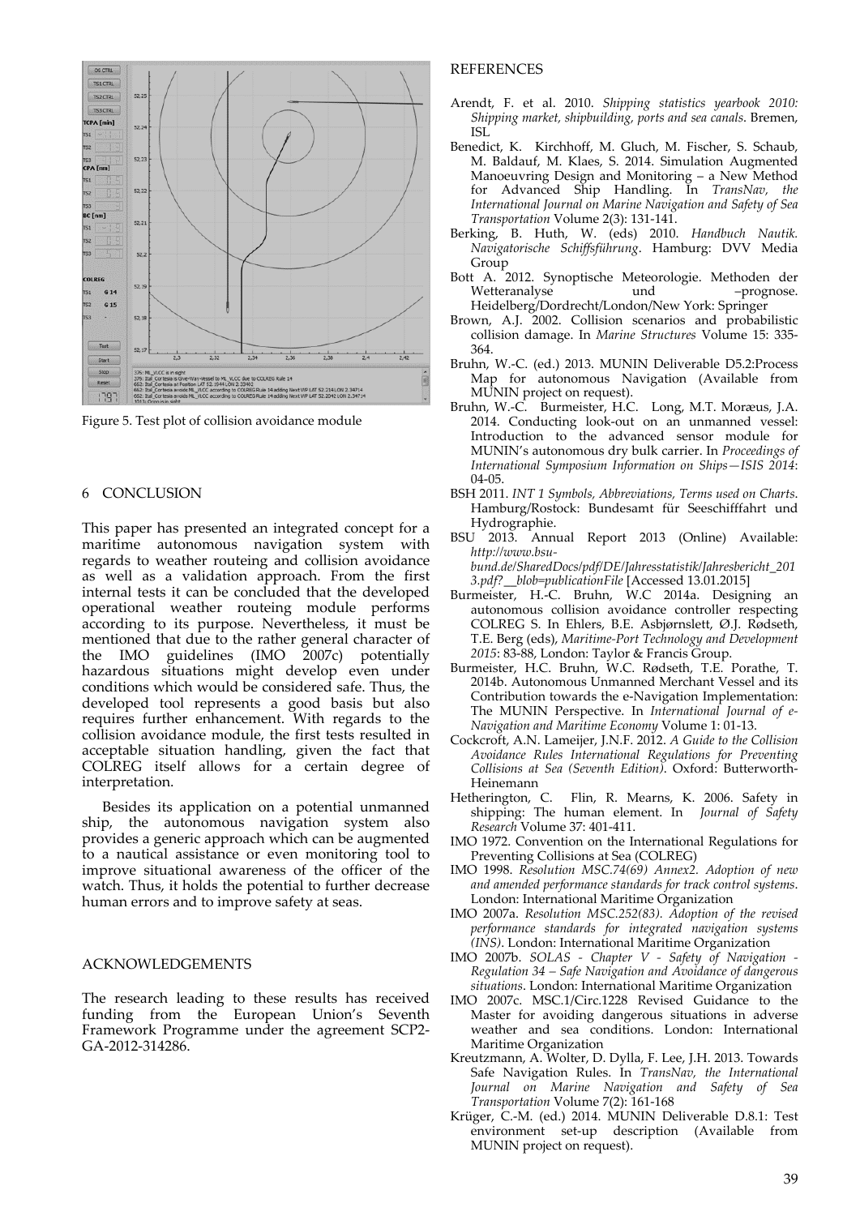Figure 5. Test plot of collision avoidance module

## 6 CONCLUSION

This paper has presented an integrated concept for a maritime autonomous navigation system with regards to weather routeing and collision avoidance as well as a validation approach. From the first internal tests it can be concluded that the developed operational weather routeing module performs according to its purpose. Nevertheless, it must be mentioned that due to the rather general character of the IMO guidelines (IMO 2007c) potentially hazardous situations might develop even under conditions which would be considered safe. Thus, the developed tool represents a good basis but also requires further enhancement. With regards to the collision avoidance module, the first tests resulted in acceptable situation handling, given the fact that COLREG itself allows for a certain degree of interpretation.

Besides its application on a potential unmanned ship, the autonomous navigation system also provides a generic approach which can be augmented to a nautical assistance or even monitoring tool to improve situational awareness of the officer of the watch. Thus, it holds the potential to further decrease human errors and to improve safety at seas.

## ACKNOWLEDGEMENTS

The research leading to these results has received funding from the European Union's Seventh Framework Programme under the agreement SCP2-GA-2012-314286.

## REFERENCES

Arendt, F. et al. 2010. *Shipping statistics yearbook 2010: Shipping market, shipbuilding, ports and sea canals*. Bremen, ISL

Benedict, K. Kirchhoff, M. Gluch, M. Fischer, S. Schaub, M. Baldauf, M. Klaes, S. 2014. Simulation Augmented Manoeuvring Design and Monitoring – a New Method for Advanced Ship Handling. In *TransNav, the International Journal on Marine Navigation and Safety of Sea Transportation* Volume 2(3): 131-141.

Berking, B. Huth, W. (eds) 2010. *Handbuch Nautik. Navigatorische Schiffsführung*. Hamburg: DVV Media Group

Bott A. 2012. Synoptische Meteorologie. Methoden der Wetteranalyse und –prognose. Heidelberg/Dordrecht/London/New York: Springer

Brown, A.J. 2002. Collision scenarios and probabilistic collision damage. In *Marine Structures* Volume 15: 335-364.

Bruhn, W.-C. (ed.) 2013. MUNIN Deliverable D5.2:Process Map for autonomous Navigation (Available from MUNIN project on request).

Bruhn, W.-C. Burmeister, H.C. Long, M.T. Moræus, J.A. 2014. Conducting look-out on an unmanned vessel: Introduction to the advanced sensor module for MUNIN's autonomous dry bulk carrier. In *Proceedings of International Symposium Information on Ships—ISIS 2014*: 04-05.

BSH 2011. *INT 1 Symbols, Abbreviations, Terms used on Charts*. Hamburg/Rostock: Bundesamt für Seeschifffahrt und Hydrographie.

BSU 2013. Annual Report 2013 (Online) Available: *http://www.bsu-bund.de/SharedDocs/pdf/DE/Jahresstatistik/Jahresbericht_2013.pdf?__blob=publicationFile* [Accessed 13.01.2015]

Burmeister, H.-C. Bruhn, W.C 2014a. Designing an autonomous collision avoidance controller respecting COLREG S. In Ehlers, B.E. Asbjørnslett, Ø.J. Rødseth, T.E. Berg (eds), *Maritime-Port Technology and Development 2015*: 83-88, London: Taylor & Francis Group.

Burmeister, H.C. Bruhn, W.C. Rødseth, T.E. Porathe, T. 2014b. Autonomous Unmanned Merchant Vessel and its Contribution towards the e-Navigation Implementation: The MUNIN Perspective. In *International Journal of e-Navigation and Maritime Economy* Volume 1: 01-13.

Cockcroft, A.N. Lameijer, J.N.F. 2012. *A Guide to the Collision Avoidance Rules International Regulations for Preventing Collisions at Sea (Seventh Edition)*. Oxford: Butterworth-Heinemann

Hetherington, C. Flin, R. Mearns, K. 2006. Safety in shipping: The human element. In *Journal of Safety Research* Volume 37: 401-411.

IMO 1972. Convention on the International Regulations for Preventing Collisions at Sea (COLREG)

IMO 1998. *Resolution MSC.74(69) Annex2. Adoption of new and amended performance standards for track control systems*. London: International Maritime Organization

IMO 2007a. *Resolution MSC.252(83). Adoption of the revised performance standards for integrated navigation systems (INS)*. London: International Maritime Organization

IMO 2007b. *SOLAS - Chapter V - Safety of Navigation - Regulation 34 – Safe Navigation and Avoidance of dangerous situations*. London: International Maritime Organization

IMO 2007c. MSC.1/Circ.1228 Revised Guidance to the Master for avoiding dangerous situations in adverse weather and sea conditions. London: International Maritime Organization

Kreutzmann, A. Wolter, D. Dylla, F. Lee, J.H. 2013. Towards Safe Navigation Rules. In *TransNav, the International Journal on Marine Navigation and Safety of Sea Transportation* Volume 7(2): 161-168

Krüger, C.-M. (ed.) 2014. MUNIN Deliverable D.8.1: Test environment set-up description (Available from MUNIN project on request).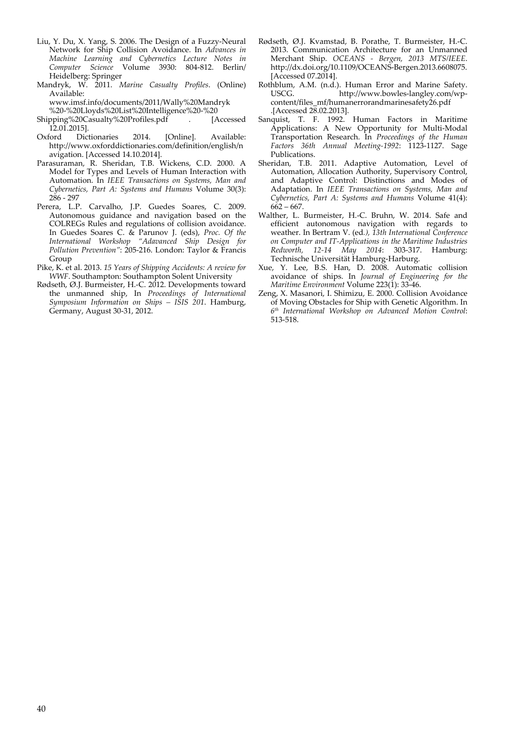Liu, Y. Du, X. Yang, S. 2006. The Design of a Fuzzy-Neural Network for Ship Collision Avoidance. In *Advances in Machine Learning and Cybernetics Lecture Notes in Computer Science* Volume 3930: 804-812. Berlin/ Heidelberg: Springer

Mandryk, W. 2011. *Marine Casualty Profiles*. (Online) Available: www.imsf.info/documents/2011/Wally%20Mandryk%20-%20Lloyds%20List%20Intelligence%20-%20Shipping%20Casualty%20Profiles.pdf . [Accessed 12.01.2015].

Oxford Dictionaries 2014. [Online]. Available: http://www.oxforddictionaries.com/definition/english/navigation. [Accessed 14.10.2014].

Parasuraman, R. Sheridan, T.B. Wickens, C.D. 2000. A Model for Types and Levels of Human Interaction with Automation. In *IEEE Transactions on Systems, Man and Cybernetics, Part A: Systems and Humans* Volume 30(3): 286 - 297

Perera, L.P. Carvalho, J.P. Guedes Soares, C. 2009. Autonomous guidance and navigation based on the COLREGs Rules and regulations of collision avoidance. In Guedes Soares C. & Parunov J. (eds), *Proc. Of the International Workshop "Adavanced Ship Design for Pollution Prevention"*: 205-216. London: Taylor & Francis Group

Pike, K. et al. 2013. *15 Years of Shipping Accidents: A review for WWF*. Southampton: Southampton Solent University

Rødseth, Ø.J. Burmeister, H.-C. 2012. Developments toward the unmanned ship, In *Proceedings of International Symposium Information on Ships – ISIS 201*. Hamburg, Germany, August 30-31, 2012.

Rødseth, Ø.J. Kvamstad, B. Porathe, T. Burmeister, H.-C. 2013. Communication Architecture for an Unmanned Merchant Ship. *OCEANS - Bergen, 2013 MTS/IEEE*. http://dx.doi.org/10.1109/OCEANS-Bergen.2013.6608075. [Accessed 07.2014].

Rothblum, A.M. (n.d.). Human Error and Marine Safety. USCG. http://www.bowles-langley.com/wp-content/files_mf/humanerrorandmarinesafety26.pdf .[Accessed 28.02.2013].

Sanquist, T. F. 1992. Human Factors in Maritime Applications: A New Opportunity for Multi-Modal Transportation Research. In *Proceedings of the Human Factors 36th Annual Meeting-1992*: 1123-1127. Sage Publications.

Sheridan, T.B. 2011. Adaptive Automation, Level of Automation, Allocation Authority, Supervisory Control, and Adaptive Control: Distinctions and Modes of Adaptation. In *IEEE Transactions on Systems, Man and Cybernetics, Part A: Systems and Humans* Volume 41(4): 662 – 667.

Walther, L. Burmeister, H.-C. Bruhn, W. 2014. Safe and efficient autonomous navigation with regards to weather. In Bertram V. (ed*.), 13th International Conference on Computer and IT-Applications in the Maritime Industries Redworth, 12-14 May 2014*: 303-317. Hamburg: Technische Universität Hamburg-Harburg.

Xue, Y. Lee, B.S. Han, D. 2008. Automatic collision avoidance of ships. In *Journal of Engineering for the Maritime Environment* Volume 223(1): 33-46.

Zeng, X. Masanori, I. Shimizu, E. 2000. Collision Avoidance of Moving Obstacles for Ship with Genetic Algorithm. In *6th International Workshop on Advanced Motion Control*: 513-518.